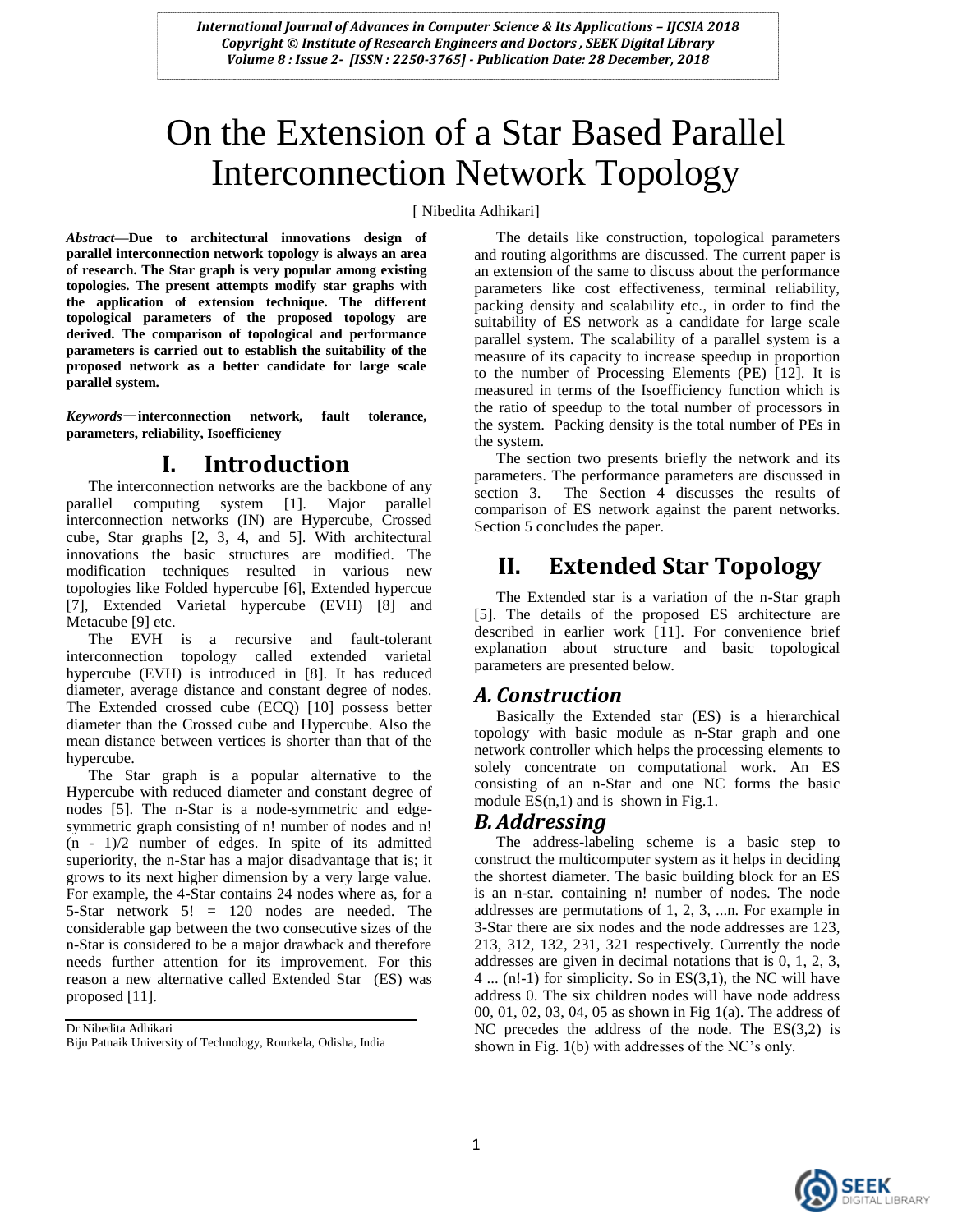# On the Extension of a Star Based Parallel Interconnection Network Topology

[ Nibedita Adhikari]

***Abstract*—Due to architectural innovations design of parallel interconnection network topology is always an area of research. The Star graph is very popular among existing topologies. The present attempts modify star graphs with the application of extension technique. The different topological parameters of the proposed topology are derived. The comparison of topological and performance parameters is carried out to establish the suitability of the proposed network as a better candidate for large scale parallel system.**

***Keywords*—interconnection network, fault tolerance, parameters, reliability, Isoefficieney**

# I. Introduction

The interconnection networks are the backbone of any parallel computing system [1]. Major parallel interconnection networks (IN) are Hypercube, Crossed cube, Star graphs [2, 3, 4, and 5]. With architectural innovations the basic structures are modified. The modification techniques resulted in various new topologies like Folded hypercube [6], Extended hypercue [7], Extended Varietal hypercube (EVH) [8] and Metacube [9] etc.

The EVH is a recursive and fault-tolerant interconnection topology called extended varietal hypercube (EVH) is introduced in [8]. It has reduced diameter, average distance and constant degree of nodes. The Extended crossed cube (ECQ) [10] possess better diameter than the Crossed cube and Hypercube. Also the mean distance between vertices is shorter than that of the hypercube.

The Star graph is a popular alternative to the Hypercube with reduced diameter and constant degree of nodes [5]. The n-Star is a node-symmetric and edge-symmetric graph consisting of n! number of nodes and n! (n - 1)/2 number of edges. In spite of its admitted superiority, the n-Star has a major disadvantage that is; it grows to its next higher dimension by a very large value. For example, the 4-Star contains 24 nodes where as, for a 5-Star network 5! = 120 nodes are needed. The considerable gap between the two consecutive sizes of the n-Star is considered to be a major drawback and therefore needs further attention for its improvement. For this reason a new alternative called Extended Star (ES) was proposed [11].

Dr Nibedita Adhikari

Biju Patnaik University of Technology, Rourkela, Odisha, India

The details like construction, topological parameters and routing algorithms are discussed. The current paper is an extension of the same to discuss about the performance parameters like cost effectiveness, terminal reliability, packing density and scalability etc., in order to find the suitability of ES network as a candidate for large scale parallel system. The scalability of a parallel system is a measure of its capacity to increase speedup in proportion to the number of Processing Elements (PE) [12]. It is measured in terms of the Isoefficiency function which is the ratio of speedup to the total number of processors in the system. Packing density is the total number of PEs in the system.

The section two presents briefly the network and its parameters. The performance parameters are discussed in section 3. The Section 4 discusses the results of comparison of ES network against the parent networks. Section 5 concludes the paper.

# II. Extended Star Topology

The Extended star is a variation of the n-Star graph [5]. The details of the proposed ES architecture are described in earlier work [11]. For convenience brief explanation about structure and basic topological parameters are presented below.

## *A. Construction*

Basically the Extended star (ES) is a hierarchical topology with basic module as n-Star graph and one network controller which helps the processing elements to solely concentrate on computational work. An ES consisting of an n-Star and one NC forms the basic module ES(n,1) and is shown in Fig.1.

## *B. Addressing*

The address-labeling scheme is a basic step to construct the multicomputer system as it helps in deciding the shortest diameter. The basic building block for an ES is an n-star. containing n! number of nodes. The node addresses are permutations of 1, 2, 3, ...n. For example in 3-Star there are six nodes and the node addresses are 123, 213, 312, 132, 231, 321 respectively. Currently the node addresses are given in decimal notations that is 0, 1, 2, 3, 4 ... (n!-1) for simplicity. So in ES(3,1), the NC will have address 0. The six children nodes will have node address 00, 01, 02, 03, 04, 05 as shown in Fig 1(a). The address of NC precedes the address of the node. The ES(3,2) is shown in Fig. 1(b) with addresses of the NC's only.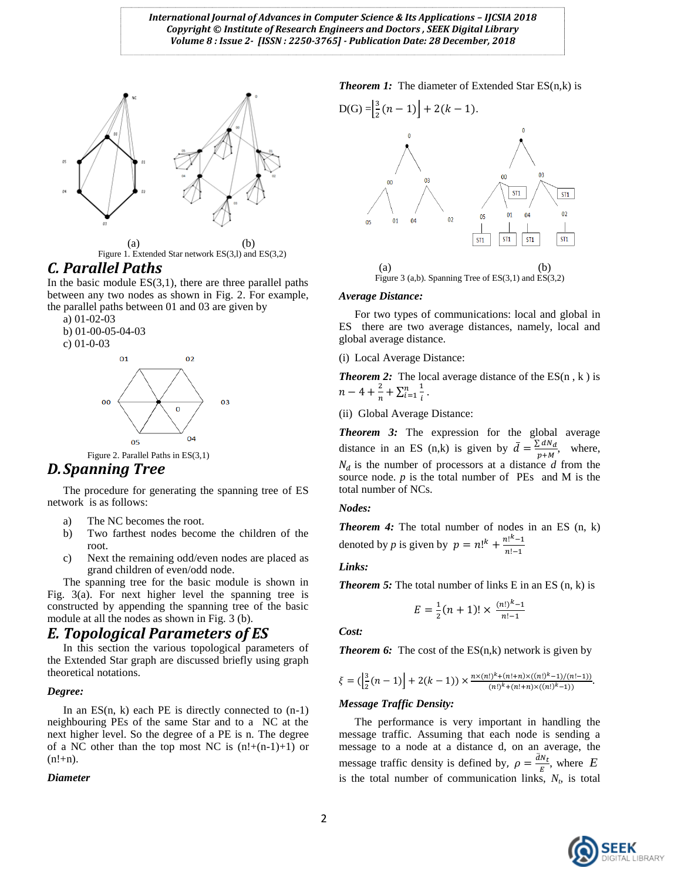(a) (b)

Figure 1. Extended Star network ES(3,l) and ES(3,2)

## C. Parallel Paths

In the basic module ES(3,1), there are three parallel paths between any two nodes as shown in Fig. 2. For example, the parallel paths between 01 and 03 are given by

a) 01-02-03
b) 01-00-05-04-03
c) 01-0-03

Figure 2. Parallel Paths in ES(3,1)

## D. Spanning Tree

The procedure for generating the spanning tree of ES network is as follows:

a) The NC becomes the root.
b) Two farthest nodes become the children of the root.
c) Next the remaining odd/even nodes are placed as grand children of even/odd node.

The spanning tree for the basic module is shown in Fig. 3(a). For next higher level the spanning tree is constructed by appending the spanning tree of the basic module at all the nodes as shown in Fig. 3 (b).

## E. Topological Parameters of ES

In this section the various topological parameters of the Extended Star graph are discussed briefly using graph theoretical notations.

***Degree:***

In an ES(n, k) each PE is directly connected to (n-1) neighbouring PEs of the same Star and to a NC at the next higher level. So the degree of a PE is n. The degree of a NC other than the top most NC is (n!+(n-1)+1) or (n!+n).

***Diameter***

***Theorem 1:*** The diameter of Extended Star ES(n,k) is

D(G) $=\left\lfloor\frac{3}{2}(n-1)\right\rfloor + 2(k-1)$.

(a) (b)

Figure 3 (a,b). Spanning Tree of ES(3,1) and ES(3,2)

***Average Distance:***

For two types of communications: local and global in ES there are two average distances, namely, local and global average distance.

(i) Local Average Distance:

***Theorem 2:*** The local average distance of the ES(n , k ) is $n-4+\frac{2}{n}+\sum_{i=1}^{n}\frac{1}{i}$.

(ii) Global Average Distance:

***Theorem 3:*** The expression for the global average distance in an ES (n,k) is given by $\bar{d}=\frac{\sum dN_d}{p+M}$, where, $N_d$ is the number of processors at a distance $d$ from the source node. $p$ is the total number of PEs and M is the total number of NCs.

***Nodes:***

***Theorem 4:*** The total number of nodes in an ES (n, k) denoted by $p$ is given by $p = n!^k + \frac{n!^k-1}{n!-1}$

***Links:***

***Theorem 5:*** The total number of links E in an ES (n, k) is

$$E=\frac{1}{2}(n+1)!\times\frac{(n!)^k-1}{n!-1}$$

***Cost:***

***Theorem 6:*** The cost of the ES(n,k) network is given by

$$\xi=\left(\left\lfloor\frac{3}{2}(n-1)\right\rfloor+2(k-1)\right)\times\frac{n\times(n!)^k+(n!+n)\times((n!)^k-1)/(n!-1))}{(n!)^k+(n!+n)\times((n!)^k-1))}.$$

***Message Traffic Density:***

The performance is very important in handling the message traffic. Assuming that each node is sending a message to a node at a distance d, on an average, the message traffic density is defined by, $\rho=\frac{\bar{d}N_t}{E}$, where $E$ is the total number of communication links, $N_t$, is total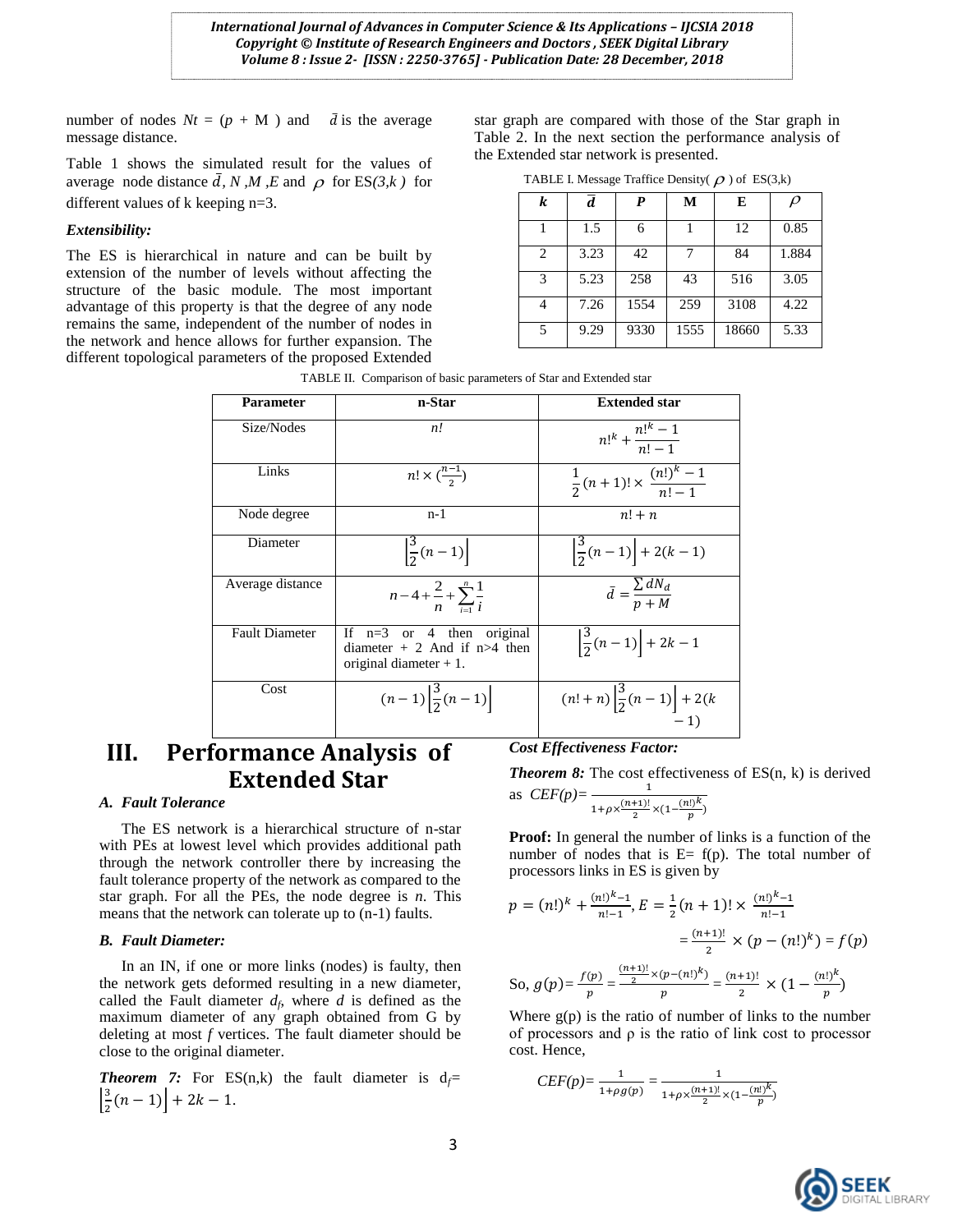number of nodes $Nt = (p + M)$ and $\bar{d}$ is the average message distance.

Table 1 shows the simulated result for the values of average node distance $\bar{d}$, $N$, $M$, $E$ and $\rho$ for ES$(3,k)$ for different values of k keeping n=3.

***Extensibility:***

The ES is hierarchical in nature and can be built by extension of the number of levels without affecting the structure of the basic module. The most important advantage of this property is that the degree of any node remains the same, independent of the number of nodes in the network and hence allows for further expansion. The different topological parameters of the proposed Extended star graph are compared with those of the Star graph in Table 2. In the next section the performance analysis of the Extended star network is presented.

TABLE I. Message Traffice Density( $\rho$ ) of ES(3,k)

| $k$ | $\bar{d}$ | $P$ | M | E | $\rho$ |
|---|---|---|---|---|---|
| 1 | 1.5 | 6 | 1 | 12 | 0.85 |
| 2 | 3.23 | 42 | 7 | 84 | 1.884 |
| 3 | 5.23 | 258 | 43 | 516 | 3.05 |
| 4 | 7.26 | 1554 | 259 | 3108 | 4.22 |
| 5 | 9.29 | 9330 | 1555 | 18660 | 5.33 |

TABLE II. Comparison of basic parameters of Star and Extended star

| Parameter | n-Star | Extended star |
|---|---|---|
| Size/Nodes | $n!$ | $n!^k + \frac{n!^k - 1}{n! - 1}$ |
| Links | $n! \times (\frac{n-1}{2})$ | $\frac{1}{2}(n+1)! \times \frac{(n!)^k - 1}{n! - 1}$ |
| Node degree | n-1 | $n! + n$ |
| Diameter | $\left\lfloor \frac{3}{2}(n-1) \right\rfloor$ | $\left\lfloor \frac{3}{2}(n-1) \right\rfloor + 2(k-1)$ |
| Average distance | $n - 4 + \frac{2}{n} + \sum_{i=1}^{n} \frac{1}{i}$ | $\bar{d} = \frac{\sum dN_d}{p + M}$ |
| Fault Diameter | If n=3 or 4 then original diameter + 2 And if n>4 then original diameter + 1. | $\left\lfloor \frac{3}{2}(n-1) \right\rfloor + 2k - 1$ |
| Cost | $(n-1) \left\lfloor \frac{3}{2}(n-1) \right\rfloor$ | $(n! + n) \left\lfloor \frac{3}{2}(n-1) \right\rfloor + 2(k-1)$ |

# III. Performance Analysis of Extended Star

### *A. Fault Tolerance*

The ES network is a hierarchical structure of n-star with PEs at lowest level which provides additional path through the network controller there by increasing the fault tolerance property of the network as compared to the star graph. For all the PEs, the node degree is $n$. This means that the network can tolerate up to (n-1) faults.

### *B. Fault Diameter:*

In an IN, if one or more links (nodes) is faulty, then the network gets deformed resulting in a new diameter, called the Fault diameter $d_f$, where $d$ is defined as the maximum diameter of any graph obtained from G by deleting at most $f$ vertices. The fault diameter should be close to the original diameter.

***Theorem 7:*** For ES(n,k) the fault diameter is $d_f = \left\lfloor \frac{3}{2}(n-1) \right\rfloor + 2k - 1$.

***Cost Effectiveness Factor:***

***Theorem 8:*** The cost effectiveness of ES(n, k) is derived as $CEF(p) = \frac{1}{1 + \rho \times \frac{(n+1)!}{2} \times (1 - \frac{(n!)^k}{p})}$

**Proof:** In general the number of links is a function of the number of nodes that is E= f(p). The total number of processors links in ES is given by

$$p = (n!)^k + \frac{(n!)^k - 1}{n! - 1}, E = \frac{1}{2}(n+1)! \times \frac{(n!)^k - 1}{n! - 1}$$

$$= \frac{(n+1)!}{2} \times (p - (n!)^k) = f(p)$$

$$\text{So, } g(p) = \frac{f(p)}{p} = \frac{\frac{(n+1)!}{2} \times (p - (n!)^k)}{p} = \frac{(n+1)!}{2} \times (1 - \frac{(n!)^k}{p})$$

Where g(p) is the ratio of number of links to the number of processors and ρ is the ratio of link cost to processor cost. Hence,

$$CEF(p) = \frac{1}{1 + \rho g(p)} = \frac{1}{1 + \rho \times \frac{(n+1)!}{2} \times (1 - \frac{(n!)^k}{p})}$$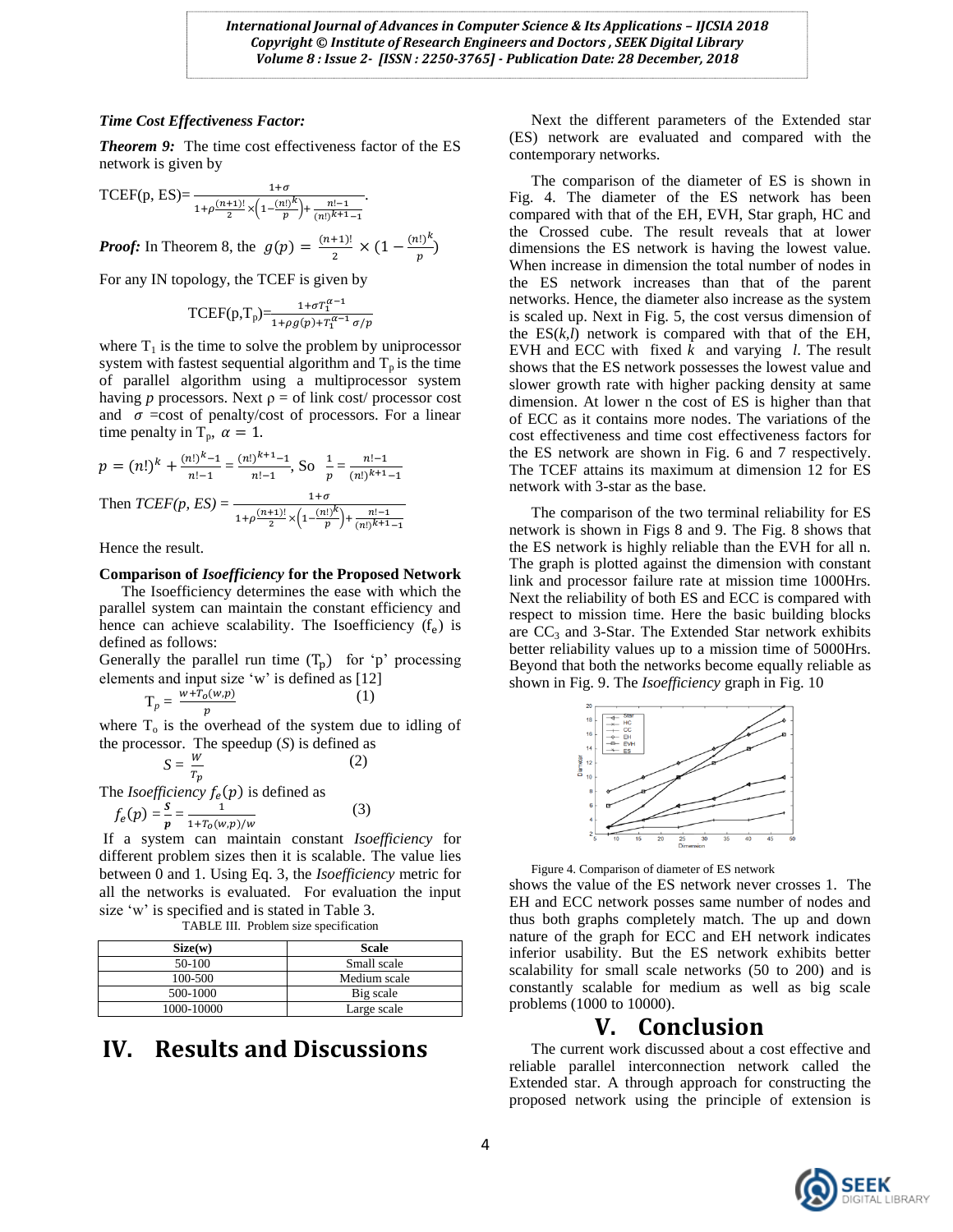*Time Cost Effectiveness Factor:*

***Theorem 9:*** The time cost effectiveness factor of the ES network is given by

$$\text{TCEF}(p, ES) = \frac{1+\sigma}{1+\rho\frac{(n+1)!}{2}\times\left(1-\frac{(n!)^k}{p}\right)+\frac{n!-1}{(n!)^{k+1}-1}}.$$

***Proof:*** In Theorem 8, the $g(p) = \frac{(n+1)!}{2} \times (1 - \frac{(n!)^k}{p})$

For any IN topology, the TCEF is given by

$$\text{TCEF}(p,T_p) = \frac{1+\sigma T_1^{\alpha-1}}{1+\rho g(p)+T_1^{\alpha-1}\,\sigma/p}$$

where $T_1$ is the time to solve the problem by uniprocessor system with fastest sequential algorithm and $T_p$ is the time of parallel algorithm using a multiprocessor system having *p* processors. Next $\rho$ = of link cost/ processor cost and $\sigma$ =cost of penalty/cost of processors. For a linear time penalty in $T_p$, $\alpha = 1$.

$$p = (n!)^k + \frac{(n!)^k-1}{n!-1} = \frac{(n!)^{k+1}-1}{n!-1}, \text{ So } \frac{1}{p} = \frac{n!-1}{(n!)^{k+1}-1}$$

Then $TCEF(p, ES) = \frac{1+\sigma}{1+\rho\frac{(n+1)!}{2}\times\left(1-\frac{(n!)^k}{p}\right)+\frac{n!-1}{(n!)^{k+1}-1}}$

Hence the result.

**Comparison of *Isoefficiency* for the Proposed Network**

The Isoefficiency determines the ease with which the parallel system can maintain the constant efficiency and hence can achieve scalability. The Isoefficiency ($f_e$) is defined as follows:

Generally the parallel run time ($T_p$) for 'p' processing elements and input size 'w' is defined as [12]

$$T_p = \frac{w+T_o(w,p)}{p} \qquad (1)$$

where $T_o$ is the overhead of the system due to idling of the processor. The speedup (*S*) is defined as

$$S = \frac{W}{T_p} \qquad (2)$$

The *Isoefficiency* $f_e(p)$ is defined as

$$f_e(p) = \frac{\boldsymbol{S}}{\boldsymbol{p}} = \frac{1}{1+T_o(w,p)/w} \qquad (3)$$

If a system can maintain constant *Isoefficiency* for different problem sizes then it is scalable. The value lies between 0 and 1. Using Eq. 3, the *Isoefficiency* metric for all the networks is evaluated. For evaluation the input size 'w' is specified and is stated in Table 3.

TABLE III. Problem size specification

| Size(w) | Scale |
|---|---|
| 50-100 | Small scale |
| 100-500 | Medium scale |
| 500-1000 | Big scale |
| 1000-10000 | Large scale |

# IV. Results and Discussions

Next the different parameters of the Extended star (ES) network are evaluated and compared with the contemporary networks.

The comparison of the diameter of ES is shown in Fig. 4. The diameter of the ES network has been compared with that of the EH, EVH, Star graph, HC and the Crossed cube. The result reveals that at lower dimensions the ES network is having the lowest value. When increase in dimension the total number of nodes in the ES network increases than that of the parent networks. Hence, the diameter also increase as the system is scaled up. Next in Fig. 5, the cost versus dimension of the ES(*k*,*l*) network is compared with that of the EH, EVH and ECC with fixed *k* and varying *l*. The result shows that the ES network possesses the lowest value and slower growth rate with higher packing density at same dimension. At lower n the cost of ES is higher than that of ECC as it contains more nodes. The variations of the cost effectiveness and time cost effectiveness factors for the ES network are shown in Fig. 6 and 7 respectively. The TCEF attains its maximum at dimension 12 for ES network with 3-star as the base.

The comparison of the two terminal reliability for ES network is shown in Figs 8 and 9. The Fig. 8 shows that the ES network is highly reliable than the EVH for all n. The graph is plotted against the dimension with constant link and processor failure rate at mission time 1000Hrs. Next the reliability of both ES and ECC is compared with respect to mission time. Here the basic building blocks are $CC_3$ and 3-Star. The Extended Star network exhibits better reliability values up to a mission time of 5000Hrs. Beyond that both the networks become equally reliable as shown in Fig. 9. The *Isoefficiency* graph in Fig. 10

Figure 4. Comparison of diameter of ES network

shows the value of the ES network never crosses 1. The EH and ECC network posses same number of nodes and thus both graphs completely match. The up and down nature of the graph for ECC and EH network indicates inferior usability. But the ES network exhibits better scalability for small scale networks (50 to 200) and is constantly scalable for medium as well as big scale problems (1000 to 10000).

# V. Conclusion

The current work discussed about a cost effective and reliable parallel interconnection network called the Extended star. A through approach for constructing the proposed network using the principle of extension is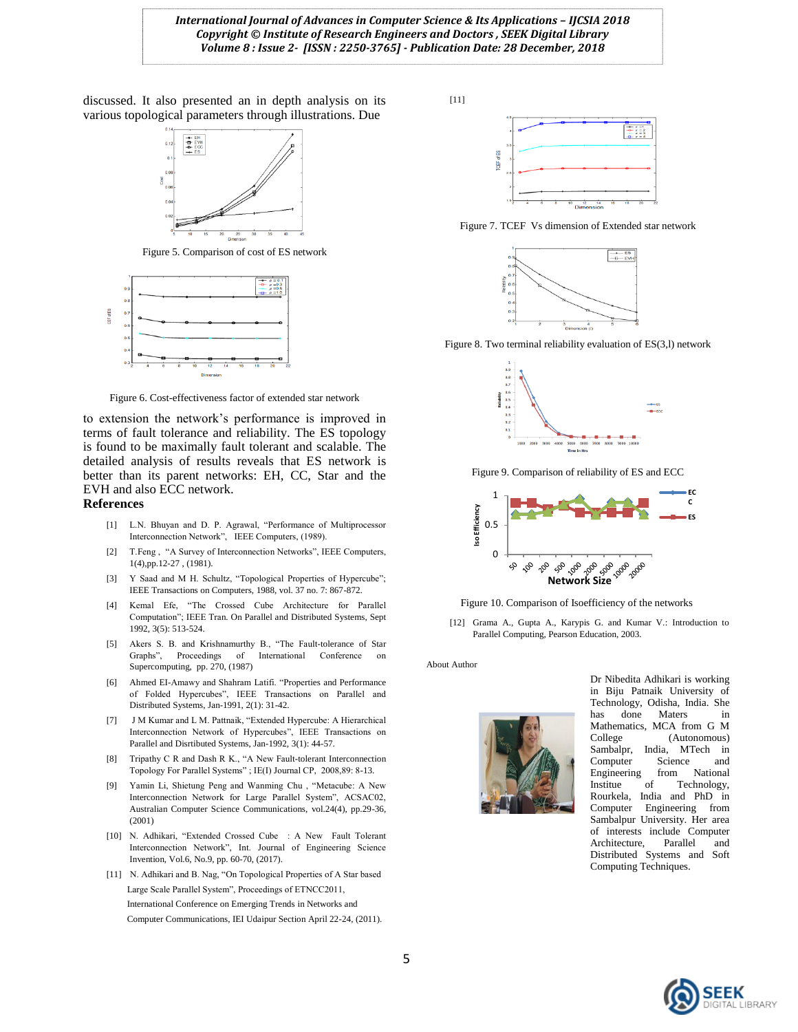discussed. It also presented an in depth analysis on its various topological parameters through illustrations. Due to extension the network's performance is improved in terms of fault tolerance and reliability. The ES topology is found to be maximally fault tolerant and scalable. The detailed analysis of results reveals that ES network is better than its parent networks: EH, CC, Star and the EVH and also ECC network.

Figure 5. Comparison of cost of ES network

Figure 6. Cost-effectiveness factor of extended star network

## References

[1] L.N. Bhuyan and D. P. Agrawal, "Performance of Multiprocessor Interconnection Network", IEEE Computers, (1989).

[2] T.Feng , "A Survey of Interconnection Networks", IEEE Computers, 1(4),pp.12-27 , (1981).

[3] Y Saad and M H. Schultz, "Topological Properties of Hypercube"; IEEE Transactions on Computers, 1988, vol. 37 no. 7: 867-872.

[4] Kemal Efe, "The Crossed Cube Architecture for Parallel Computation"; IEEE Tran. On Parallel and Distributed Systems, Sept 1992, 3(5): 513-524.

[5] Akers S. B. and Krishnamurthy B., "The Fault-tolerance of Star Graphs", Proceedings of International Conference on Supercomputing, pp. 270, (1987)

[6] Ahmed EI-Amawy and Shahram Latifi. "Properties and Performance of Folded Hypercubes", IEEE Transactions on Parallel and Distributed Systems, Jan-1991, 2(1): 31-42.

[7] J M Kumar and L M. Pattnaik, "Extended Hypercube: A Hierarchical Interconnection Network of Hypercubes", IEEE Transactions on Parallel and Disrtibuted Systems, Jan-1992, 3(1): 44-57.

[8] Tripathy C R and Dash R K., "A New Fault-tolerant Interconnection Topology For Parallel Systems" ; IE(I) Journal CP, 2008,89: 8-13.

[9] Yamin Li, Shietung Peng and Wanming Chu , "Metacube: A New Interconnection Network for Large Parallel System", ACSAC02, Australian Computer Science Communications, vol.24(4), pp.29-36, (2001)

[10] N. Adhikari, "Extended Crossed Cube : A New Fault Tolerant Interconnection Network", Int. Journal of Engineering Science Invention, Vol.6, No.9, pp. 60-70, (2017).

[11] N. Adhikari and B. Nag, "On Topological Properties of A Star based Large Scale Parallel System", Proceedings of ETNCC2011, International Conference on Emerging Trends in Networks and Computer Communications, IEI Udaipur Section April 22-24, (2011).

[11]

Figure 7. TCEF Vs dimension of Extended star network

Figure 8. Two terminal reliability evaluation of ES(3,l) network

Figure 9. Comparison of reliability of ES and ECC

Figure 10. Comparison of Isoefficiency of the networks

[12] Grama A., Gupta A., Karypis G. and Kumar V.: Introduction to Parallel Computing, Pearson Education, 2003.

About Author

Dr Nibedita Adhikari is working in Biju Patnaik University of Technology, Odisha, India. She has done Maters in Mathematics, MCA from G M College (Autonomous) Sambalpr, India, MTech in Computer Science and Engineering from National Institute of Technology, Rourkela, India and PhD in Computer Engineering from Sambalpur University. Her area of interests include Computer Architecture, Parallel and Distributed Systems and Soft Computing Techniques.